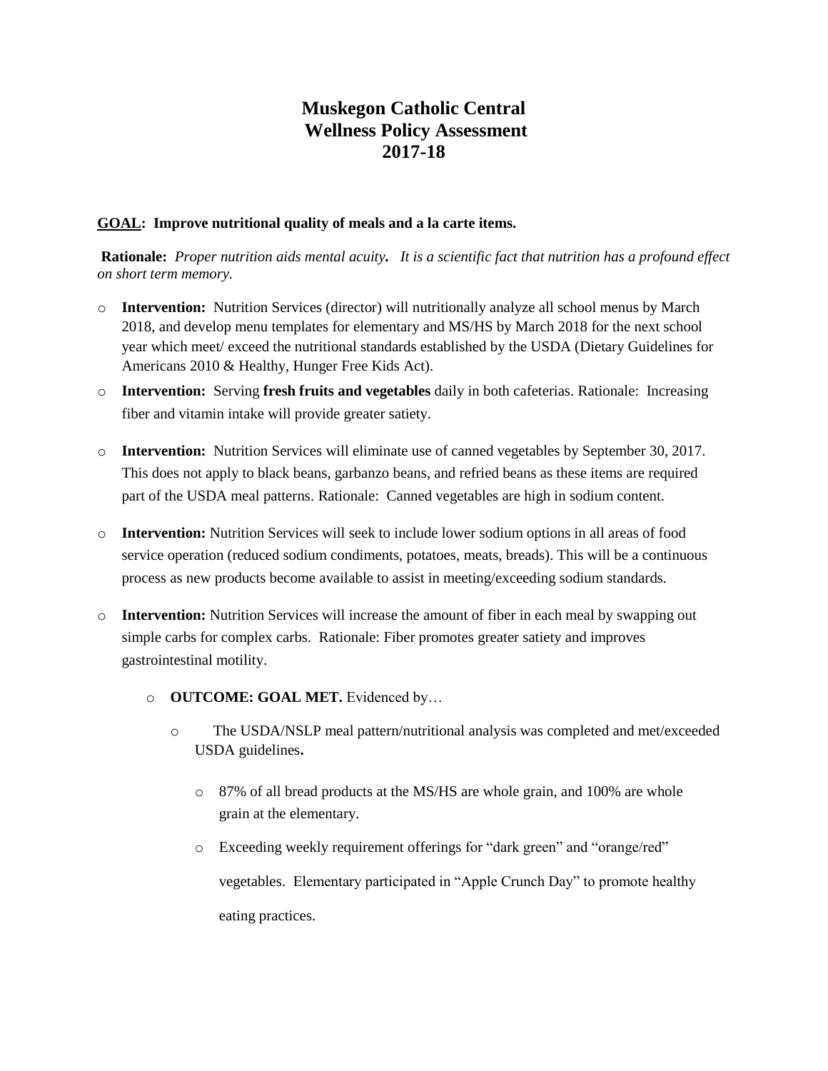# Muskegon Catholic Central Wellness Policy Assessment 2017-18

**GOAL: Improve nutritional quality of meals and a la carte items.**

**Rationale:** *Proper nutrition aids mental acuity. It is a scientific fact that nutrition has a profound effect on short term memory.*

- **Intervention:** Nutrition Services (director) will nutritionally analyze all school menus by March 2018, and develop menu templates for elementary and MS/HS by March 2018 for the next school year which meet/ exceed the nutritional standards established by the USDA (Dietary Guidelines for Americans 2010 & Healthy, Hunger Free Kids Act).
- **Intervention:** Serving **fresh fruits and vegetables** daily in both cafeterias. Rationale: Increasing fiber and vitamin intake will provide greater satiety.
- **Intervention:** Nutrition Services will eliminate use of canned vegetables by September 30, 2017. This does not apply to black beans, garbanzo beans, and refried beans as these items are required part of the USDA meal patterns. Rationale: Canned vegetables are high in sodium content.
- **Intervention:** Nutrition Services will seek to include lower sodium options in all areas of food service operation (reduced sodium condiments, potatoes, meats, breads). This will be a continuous process as new products become available to assist in meeting/exceeding sodium standards.
- **Intervention:** Nutrition Services will increase the amount of fiber in each meal by swapping out simple carbs for complex carbs. Rationale: Fiber promotes greater satiety and improves gastrointestinal motility.
    - **OUTCOME: GOAL MET.** Evidenced by…
        - The USDA/NSLP meal pattern/nutritional analysis was completed and met/exceeded USDA guidelines**.**
            - 87% of all bread products at the MS/HS are whole grain, and 100% are whole grain at the elementary.
            - Exceeding weekly requirement offerings for "dark green" and "orange/red" vegetables. Elementary participated in "Apple Crunch Day" to promote healthy eating practices.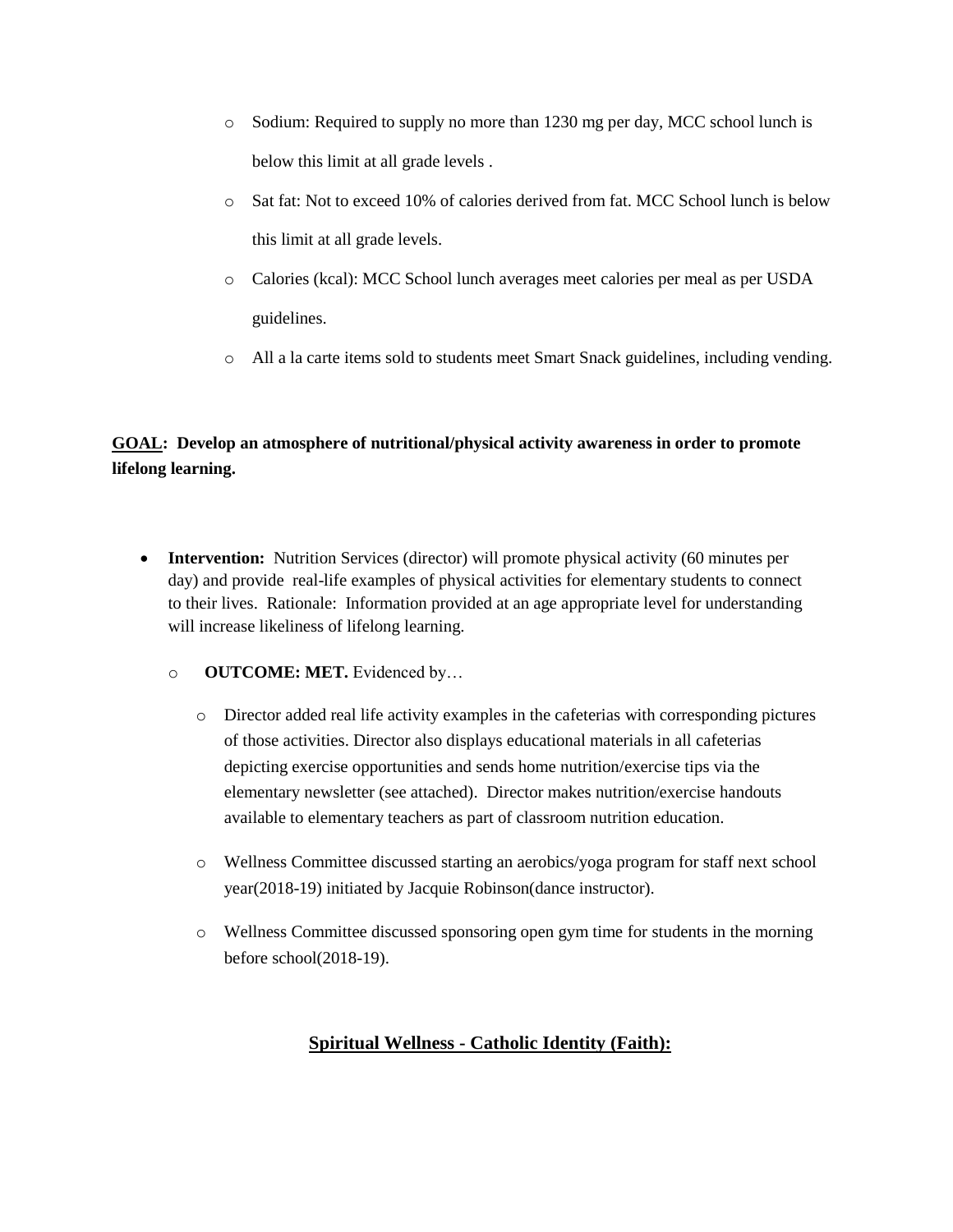- Sodium: Required to supply no more than 1230 mg per day, MCC school lunch is below this limit at all grade levels .
- Sat fat: Not to exceed 10% of calories derived from fat. MCC School lunch is below this limit at all grade levels.
- Calories (kcal): MCC School lunch averages meet calories per meal as per USDA guidelines.
- All a la carte items sold to students meet Smart Snack guidelines, including vending.

**<u>GOAL</u>: Develop an atmosphere of nutritional/physical activity awareness in order to promote lifelong learning.**

- **Intervention:** Nutrition Services (director) will promote physical activity (60 minutes per day) and provide real-life examples of physical activities for elementary students to connect to their lives. Rationale: Information provided at an age appropriate level for understanding will increase likeliness of lifelong learning.
  - **OUTCOME: MET.** Evidenced by…
    - Director added real life activity examples in the cafeterias with corresponding pictures of those activities. Director also displays educational materials in all cafeterias depicting exercise opportunities and sends home nutrition/exercise tips via the elementary newsletter (see attached). Director makes nutrition/exercise handouts available to elementary teachers as part of classroom nutrition education.
    - Wellness Committee discussed starting an aerobics/yoga program for staff next school year(2018-19) initiated by Jacquie Robinson(dance instructor).
    - Wellness Committee discussed sponsoring open gym time for students in the morning before school(2018-19).

## <u>Spiritual Wellness - Catholic Identity (Faith):</u>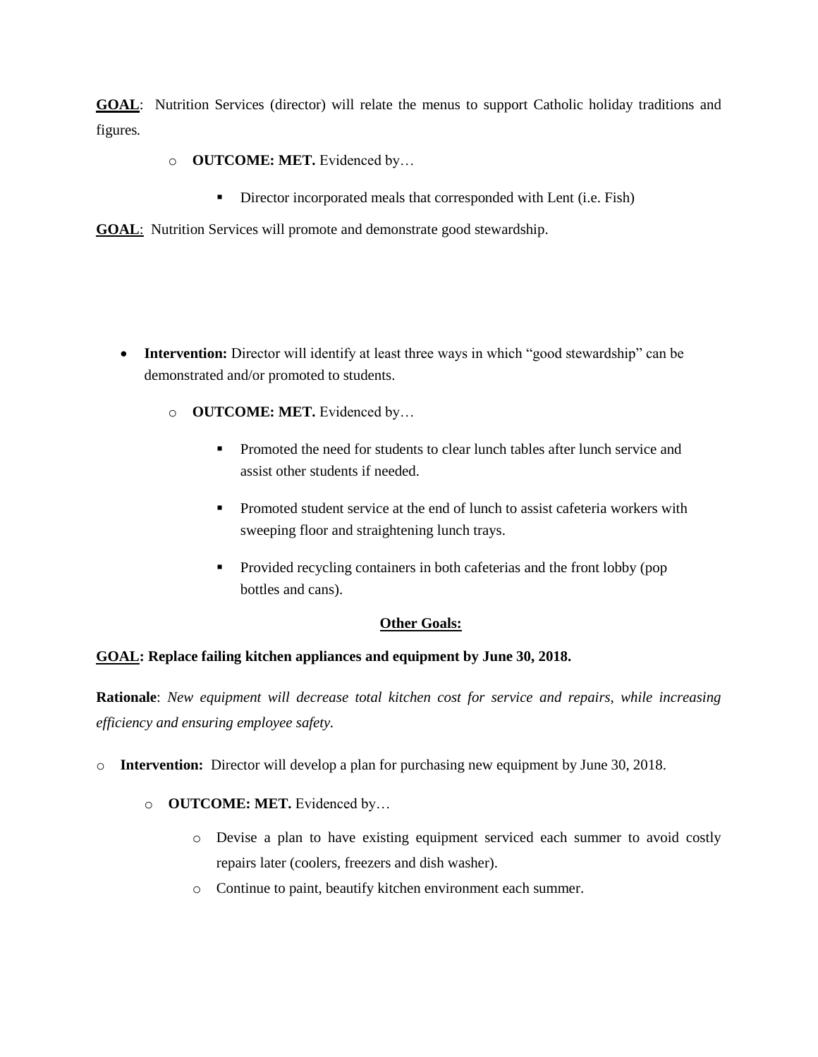**<u>GOAL</u>**: Nutrition Services (director) will relate the menus to support Catholic holiday traditions and figures.

- **OUTCOME: MET.** Evidenced by…
  - Director incorporated meals that corresponded with Lent (i.e. Fish)

**<u>GOAL</u>**: Nutrition Services will promote and demonstrate good stewardship.

- **Intervention:** Director will identify at least three ways in which "good stewardship" can be demonstrated and/or promoted to students.
  - **OUTCOME: MET.** Evidenced by…
    - Promoted the need for students to clear lunch tables after lunch service and assist other students if needed.
    - Promoted student service at the end of lunch to assist cafeteria workers with sweeping floor and straightening lunch trays.
    - Provided recycling containers in both cafeterias and the front lobby (pop bottles and cans).

**<u>Other Goals:</u>**

**<u>GOAL</u>: Replace failing kitchen appliances and equipment by June 30, 2018.**

**Rationale**: *New equipment will decrease total kitchen cost for service and repairs, while increasing efficiency and ensuring employee safety.*

- **Intervention:** Director will develop a plan for purchasing new equipment by June 30, 2018.
  - **OUTCOME: MET.** Evidenced by…
    - Devise a plan to have existing equipment serviced each summer to avoid costly repairs later (coolers, freezers and dish washer).
    - Continue to paint, beautify kitchen environment each summer.